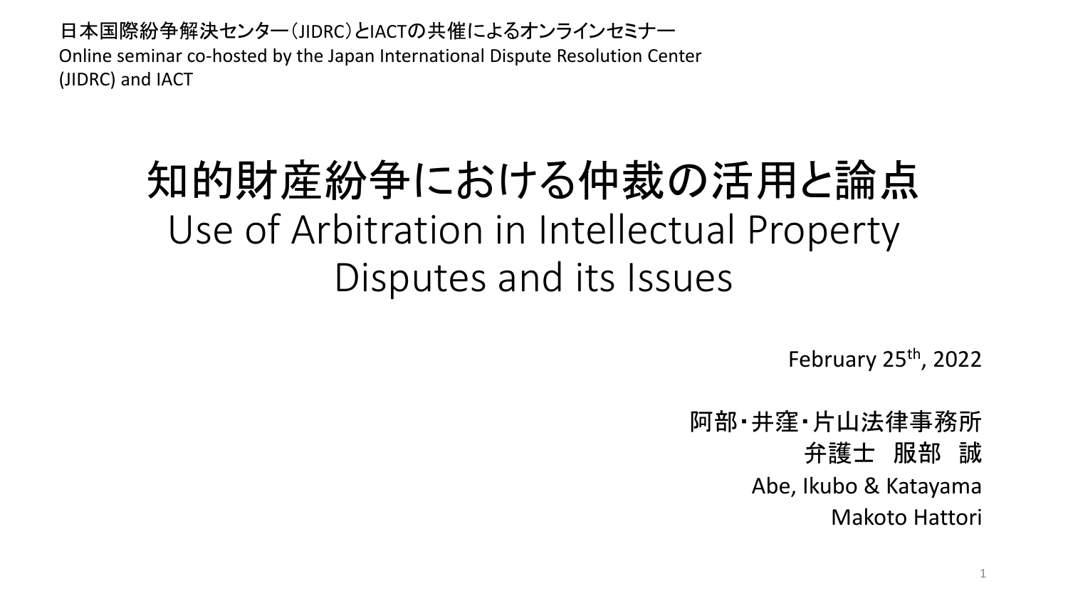日本国際紛争解決センター（JIDRC）とIACTの共催によるオンラインセミナー
Online seminar co-hosted by the Japan International Dispute Resolution Center (JIDRC) and IACT

# 知的財産紛争における仲裁の活用と論点
# Use of Arbitration in Intellectual Property Disputes and its Issues

February 25th, 2022

阿部・井窪・片山法律事務所
弁護士　服部　誠
Abe, Ikubo & Katayama
Makoto Hattori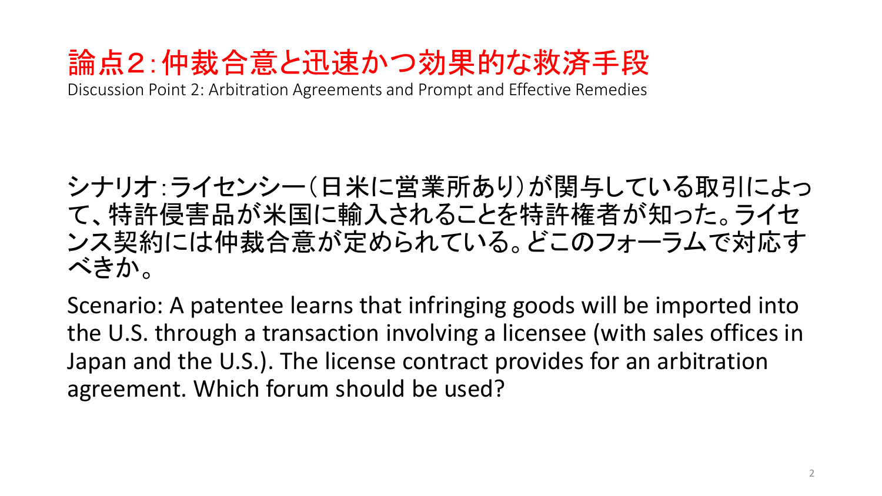# 論点2:仲裁合意と迅速かつ効果的な救済手段

Discussion Point 2: Arbitration Agreements and Prompt and Effective Remedies

シナリオ:ライセンシー(日米に営業所あり)が関与している取引によって、特許侵害品が米国に輸入されることを特許権者が知った。ライセンス契約には仲裁合意が定められている。どこのフォーラムで対応すべきか。

Scenario: A patentee learns that infringing goods will be imported into the U.S. through a transaction involving a licensee (with sales offices in Japan and the U.S.). The license contract provides for an arbitration agreement. Which forum should be used?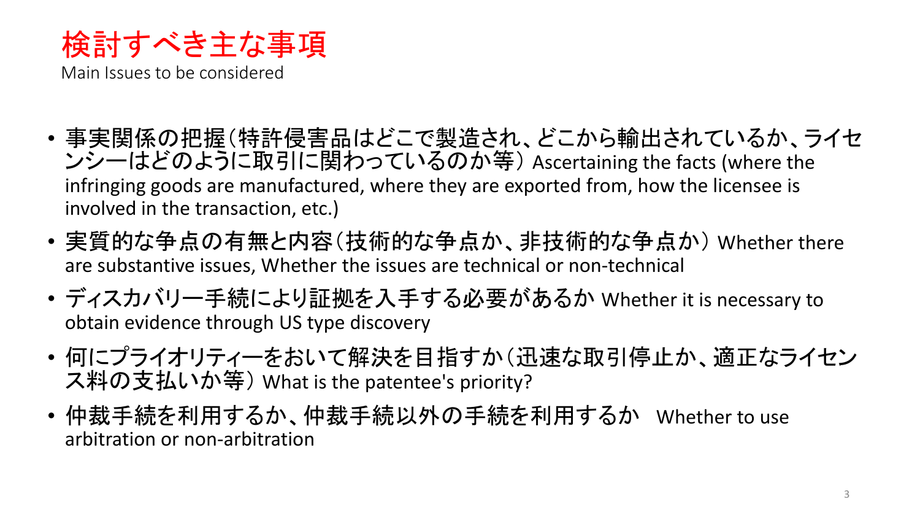# 検討すべき主な事項

Main Issues to be considered

- 事実関係の把握（特許侵害品はどこで製造され、どこから輸出されているか、ライセンシーはどのように取引に関わっているのか等） Ascertaining the facts (where the infringing goods are manufactured, where they are exported from, how the licensee is involved in the transaction, etc.)
- 実質的な争点の有無と内容（技術的な争点か、非技術的な争点か） Whether there are substantive issues, Whether the issues are technical or non-technical
- ディスカバリー手続により証拠を入手する必要があるか Whether it is necessary to obtain evidence through US type discovery
- 何にプライオリティーをおいて解決を目指すか（迅速な取引停止か、適正なライセンス料の支払いか等） What is the patentee's priority?
- 仲裁手続を利用するか、仲裁手続以外の手続を利用するか Whether to use arbitration or non-arbitration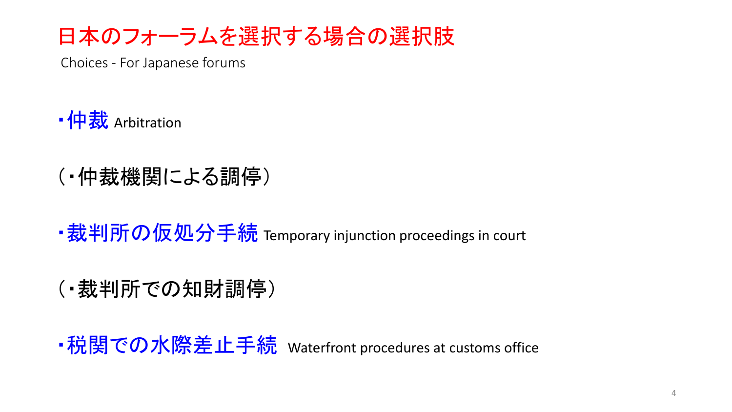# 日本のフォーラムを選択する場合の選択肢

Choices - For Japanese forums

・仲裁 Arbitration

（・仲裁機関による調停）

・裁判所の仮処分手続 Temporary injunction proceedings in court

（・裁判所での知財調停）

・税関での水際差止手続 Waterfront procedures at customs office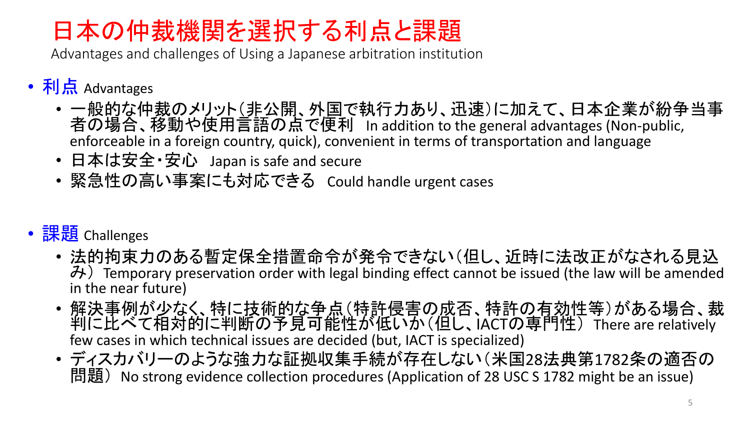# 日本の仲裁機関を選択する利点と課題

Advantages and challenges of Using a Japanese arbitration institution

- 利点 Advantages
  - 一般的な仲裁のメリット（非公開、外国で執行力あり、迅速）に加えて、日本企業が紛争当事者の場合、移動や使用言語の点で便利　In addition to the general advantages (Non-public, enforceable in a foreign country, quick), convenient in terms of transportation and language
  - 日本は安全・安心　Japan is safe and secure
  - 緊急性の高い事案にも対応できる　Could handle urgent cases

- 課題 Challenges
  - 法的拘束力のある暫定保全措置命令が発令できない（但し、近時に法改正がなされる見込み）Temporary preservation order with legal binding effect cannot be issued (the law will be amended in the near future)
  - 解決事例が少なく、特に技術的な争点（特許侵害の成否、特許の有効性等）がある場合、裁判に比べて相対的に判断の予見可能性が低いか（但し、IACTの専門性）There are relatively few cases in which technical issues are decided (but, IACT is specialized)
  - ディスカバリーのような強力な証拠収集手続が存在しない（米国28法典第1782条の適否の問題）No strong evidence collection procedures (Application of 28 USC S 1782 might be an issue)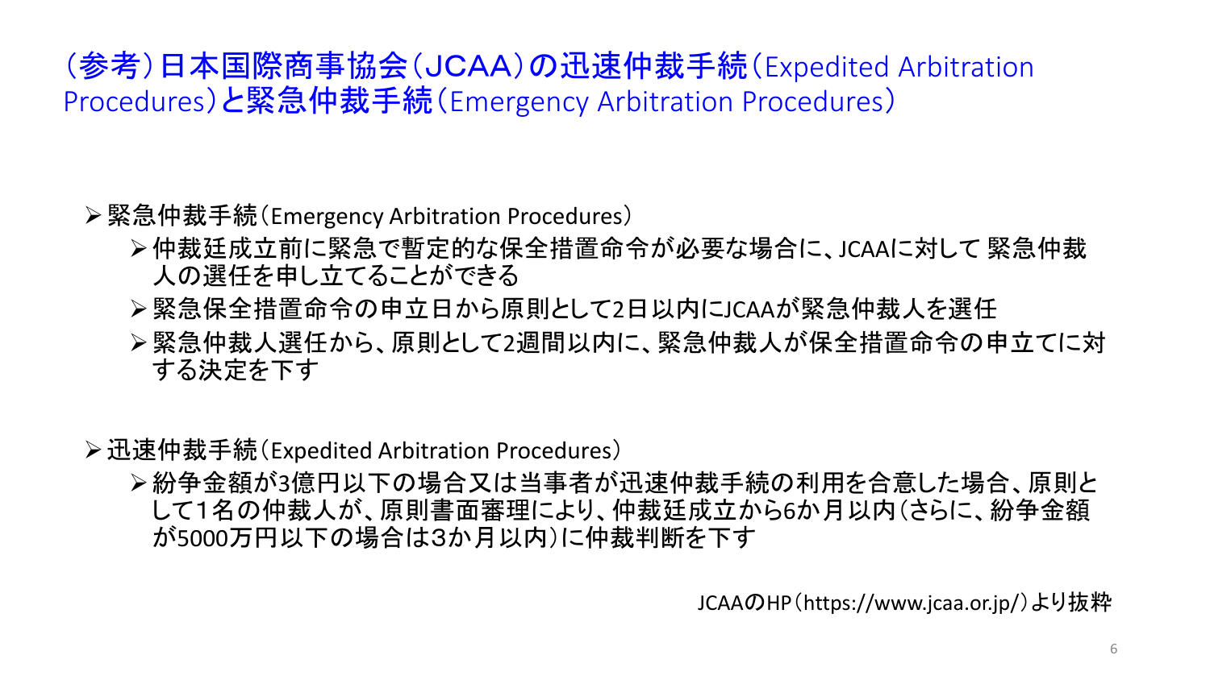# （参考）日本国際商事協会（JCAA）の迅速仲裁手続（Expedited Arbitration Procedures）と緊急仲裁手続（Emergency Arbitration Procedures）

- 緊急仲裁手続（Emergency Arbitration Procedures）
  - 仲裁廷成立前に緊急で暫定的な保全措置命令が必要な場合に、JCAAに対して 緊急仲裁人の選任を申し立てることができる
  - 緊急保全措置命令の申立日から原則として2日以内にJCAAが緊急仲裁人を選任
  - 緊急仲裁人選任から、原則として2週間以内に、緊急仲裁人が保全措置命令の申立てに対する決定を下す

- 迅速仲裁手続（Expedited Arbitration Procedures）
  - 紛争金額が3億円以下の場合又は当事者が迅速仲裁手続の利用を合意した場合、原則として1名の仲裁人が、原則書面審理により、仲裁廷成立から6か月以内（さらに、紛争金額が5000万円以下の場合は3か月以内）に仲裁判断を下す

JCAAのHP（https://www.jcaa.or.jp/）より抜粋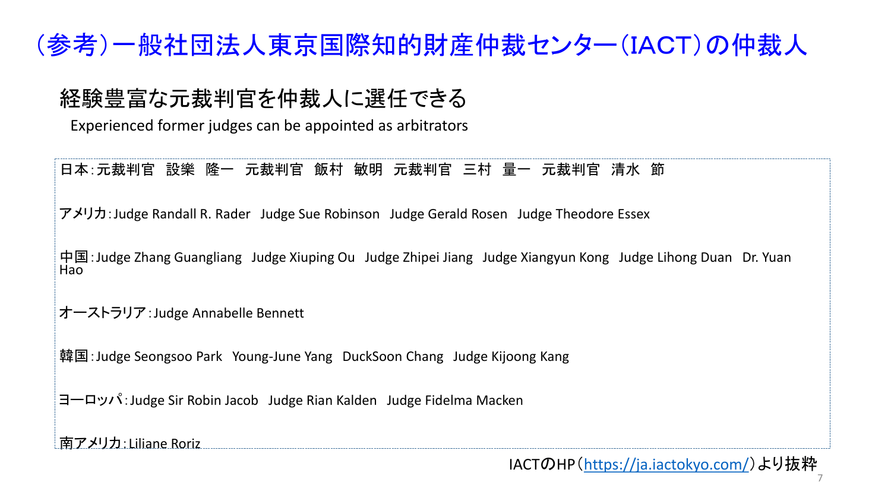# （参考）一般社団法人東京国際知的財産仲裁センター（IACT）の仲裁人

## 経験豊富な元裁判官を仲裁人に選任できる

Experienced former judges can be appointed as arbitrators

日本：元裁判官　設樂　隆一　元裁判官　飯村　敏明　元裁判官　三村　量一　元裁判官　清水　節

アメリカ：Judge Randall R. Rader　Judge Sue Robinson　Judge Gerald Rosen　Judge Theodore Essex

中国：Judge Zhang Guangliang　Judge Xiuping Ou　Judge Zhipei Jiang　Judge Xiangyun Kong　Judge Lihong Duan　Dr. Yuan Hao

オーストラリア：Judge Annabelle Bennett

韓国：Judge Seongsoo Park　Young-June Yang　DuckSoon Chang　Judge Kijoong Kang

ヨーロッパ：Judge Sir Robin Jacob　Judge Rian Kalden　Judge Fidelma Macken

南アメリカ：Liliane Roriz

IACTのHP（https://ja.iactokyo.com/）より抜粋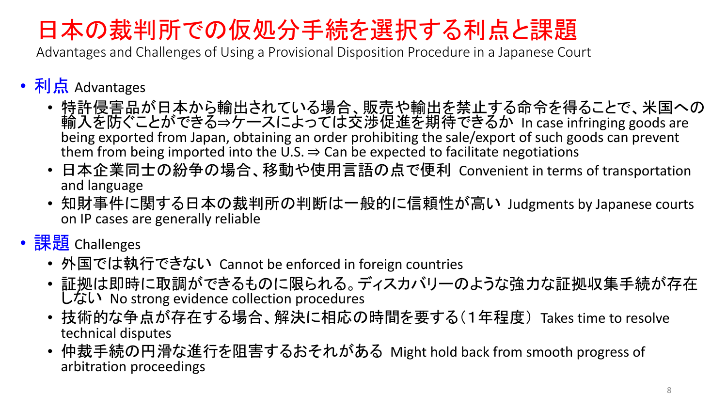# 日本の裁判所での仮処分手続を選択する利点と課題

Advantages and Challenges of Using a Provisional Disposition Procedure in a Japanese Court

- **利点** Advantages
  - 特許侵害品が日本から輸出されている場合、販売や輸出を禁止する命令を得ることで、米国への輸入を防ぐことができる⇒ケースによっては交渉促進を期待できるか In case infringing goods are being exported from Japan, obtaining an order prohibiting the sale/export of such goods can prevent them from being imported into the U.S. ⇒ Can be expected to facilitate negotiations
  - 日本企業同士の紛争の場合、移動や使用言語の点で便利 Convenient in terms of transportation and language
  - 知財事件に関する日本の裁判所の判断は一般的に信頼性が高い Judgments by Japanese courts on IP cases are generally reliable
- **課題** Challenges
  - 外国では執行できない Cannot be enforced in foreign countries
  - 証拠は即時に取調ができるものに限られる。ディスカバリーのような強力な証拠収集手続が存在しない No strong evidence collection procedures
  - 技術的な争点が存在する場合、解決に相応の時間を要する（１年程度） Takes time to resolve technical disputes
  - 仲裁手続の円滑な進行を阻害するおそれがある Might hold back from smooth progress of arbitration proceedings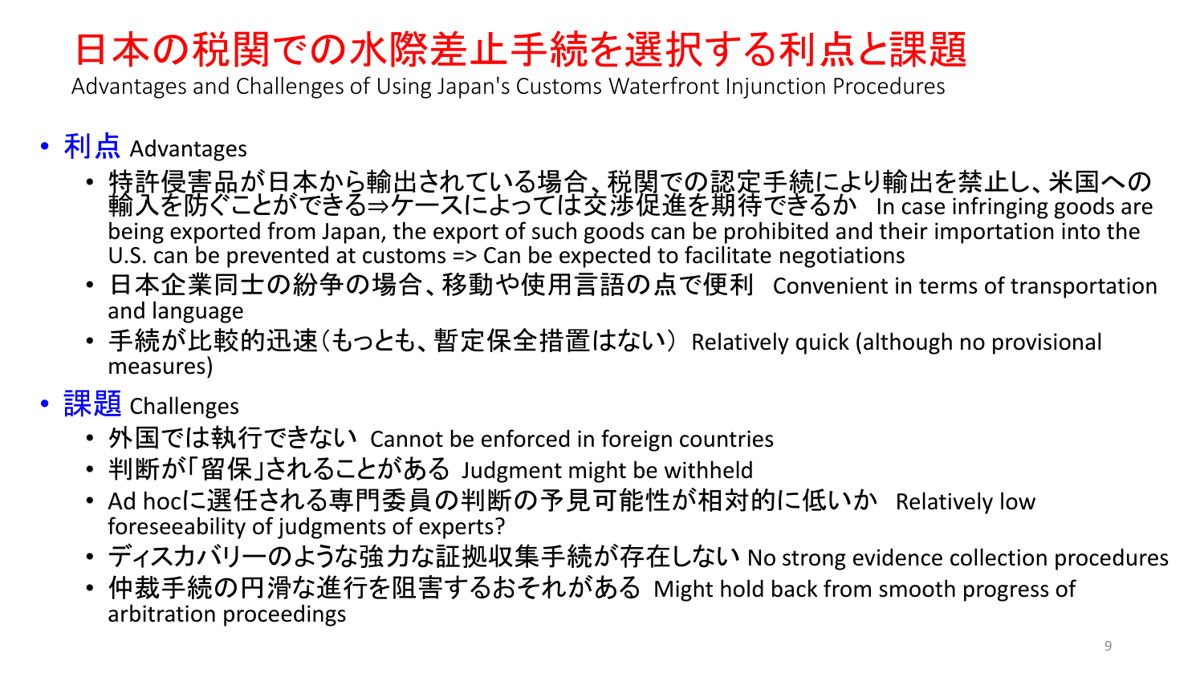# 日本の税関での水際差止手続を選択する利点と課題

Advantages and Challenges of Using Japan's Customs Waterfront Injunction Procedures

- **利点** Advantages
  - 特許侵害品が日本から輸出されている場合、税関での認定手続により輸出を禁止し、米国への輸入を防ぐことができる⇒ケースによっては交渉促進を期待できるか In case infringing goods are being exported from Japan, the export of such goods can be prohibited and their importation into the U.S. can be prevented at customs => Can be expected to facilitate negotiations
  - 日本企業同士の紛争の場合、移動や使用言語の点で便利 Convenient in terms of transportation and language
  - 手続が比較的迅速（もっとも、暫定保全措置はない） Relatively quick (although no provisional measures)
- **課題** Challenges
  - 外国では執行できない Cannot be enforced in foreign countries
  - 判断が「留保」されることがある Judgment might be withheld
  - Ad hocに選任される専門委員の判断の予見可能性が相対的に低いか Relatively low foreseeability of judgments of experts?
  - ディスカバリーのような強力な証拠収集手続が存在しない No strong evidence collection procedures
  - 仲裁手続の円滑な進行を阻害するおそれがある Might hold back from smooth progress of arbitration proceedings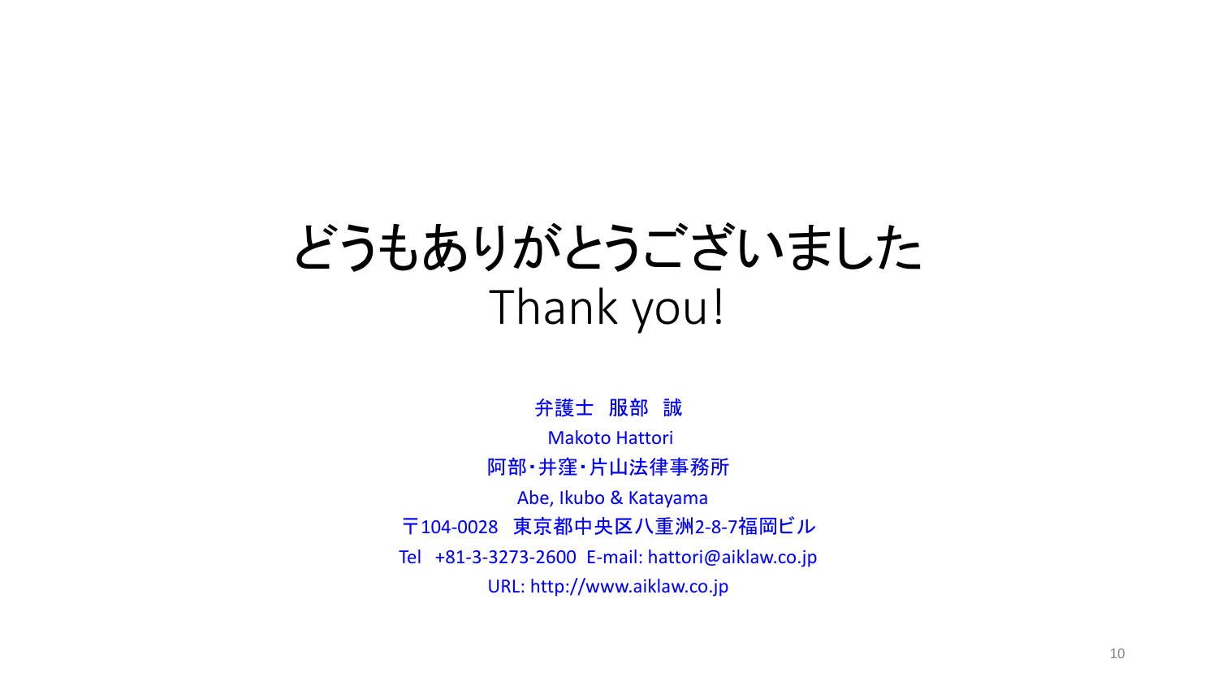# どうもありがとうございました
# Thank you!

弁護士　服部　誠

Makoto Hattori

阿部・井窪・片山法律事務所

Abe, Ikubo & Katayama

〒104-0028　東京都中央区八重洲2-8-7福岡ビル

Tel　+81-3-3273-2600　E-mail: hattori@aiklaw.co.jp

URL: http://www.aiklaw.co.jp